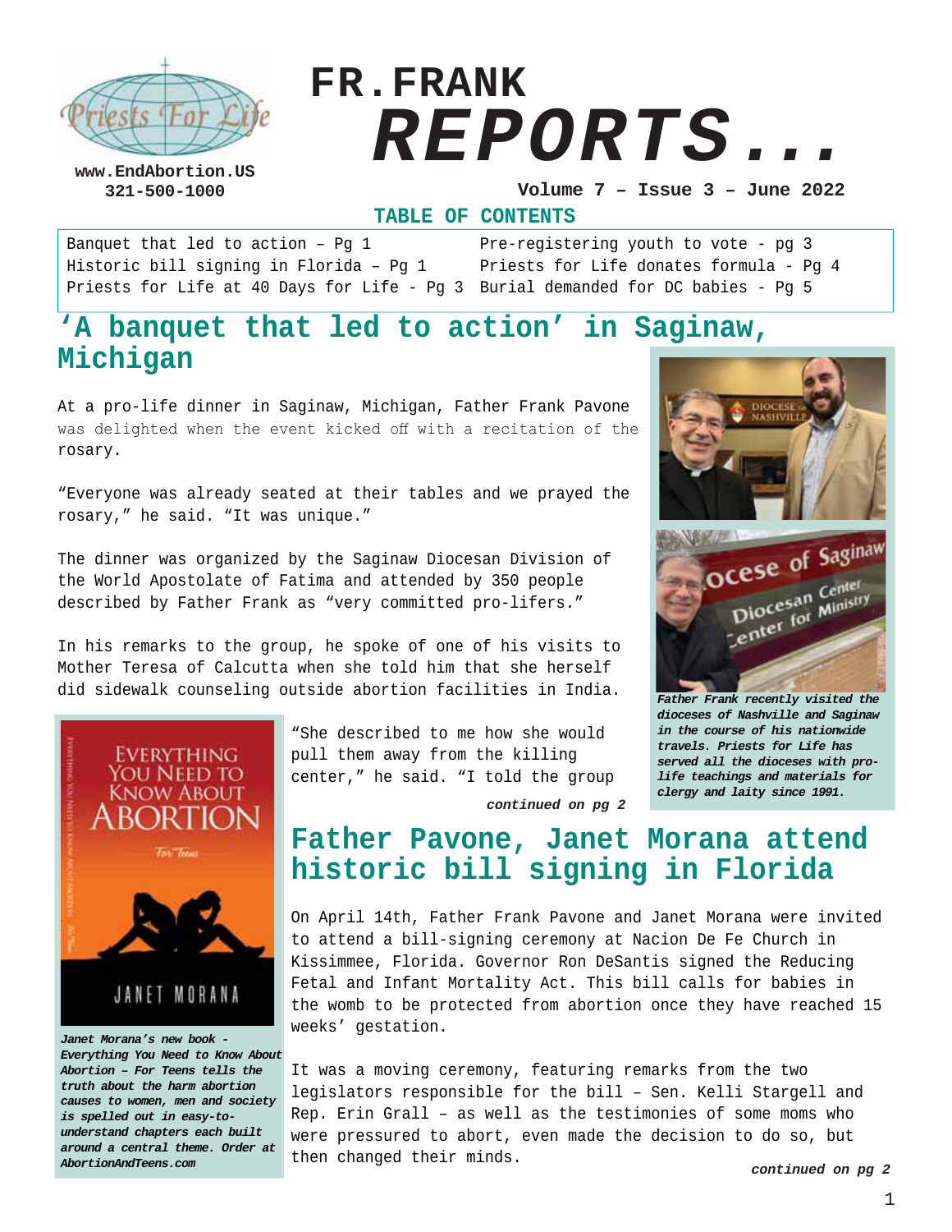www.EndAbortion.US
321-500-1000

# FR.FRANK REPORTS...

Volume 7 – Issue 3 – June 2022

**TABLE OF CONTENTS**

| | |
|---|---|
| Banquet that led to action – Pg 1 | Pre-registering youth to vote - pg 3 |
| Historic bill signing in Florida – Pg 1 | Priests for Life donates formula - Pg 4 |
| Priests for Life at 40 Days for Life - Pg 3 | Burial demanded for DC babies - Pg 5 |

## 'A banquet that led to action' in Saginaw, Michigan

At a pro-life dinner in Saginaw, Michigan, Father Frank Pavone was delighted when the event kicked off with a recitation of the rosary.

"Everyone was already seated at their tables and we prayed the rosary," he said. "It was unique."

The dinner was organized by the Saginaw Diocesan Division of the World Apostolate of Fatima and attended by 350 people described by Father Frank as "very committed pro-lifers."

In his remarks to the group, he spoke of one of his visits to Mother Teresa of Calcutta when she told him that she herself did sidewalk counseling outside abortion facilities in India.

"She described to me how she would pull them away from the killing center," he said. "I told the group

***continued on pg 2***

***Father Frank recently visited the dioceses of Nashville and Saginaw in the course of his nationwide travels. Priests for Life has served all the dioceses with pro-life teachings and materials for clergy and laity since 1991.***

***Janet Morana's new book - Everything You Need to Know About Abortion – For Teens tells the truth about the harm abortion causes to women, men and society is spelled out in easy-to-understand chapters each built around a central theme. Order at AbortionAndTeens.com***

## Father Pavone, Janet Morana attend historic bill signing in Florida

On April 14th, Father Frank Pavone and Janet Morana were invited to attend a bill-signing ceremony at Nacion De Fe Church in Kissimmee, Florida. Governor Ron DeSantis signed the Reducing Fetal and Infant Mortality Act. This bill calls for babies in the womb to be protected from abortion once they have reached 15 weeks' gestation.

It was a moving ceremony, featuring remarks from the two legislators responsible for the bill – Sen. Kelli Stargell and Rep. Erin Grall – as well as the testimonies of some moms who were pressured to abort, even made the decision to do so, but then changed their minds.

***continued on pg 2***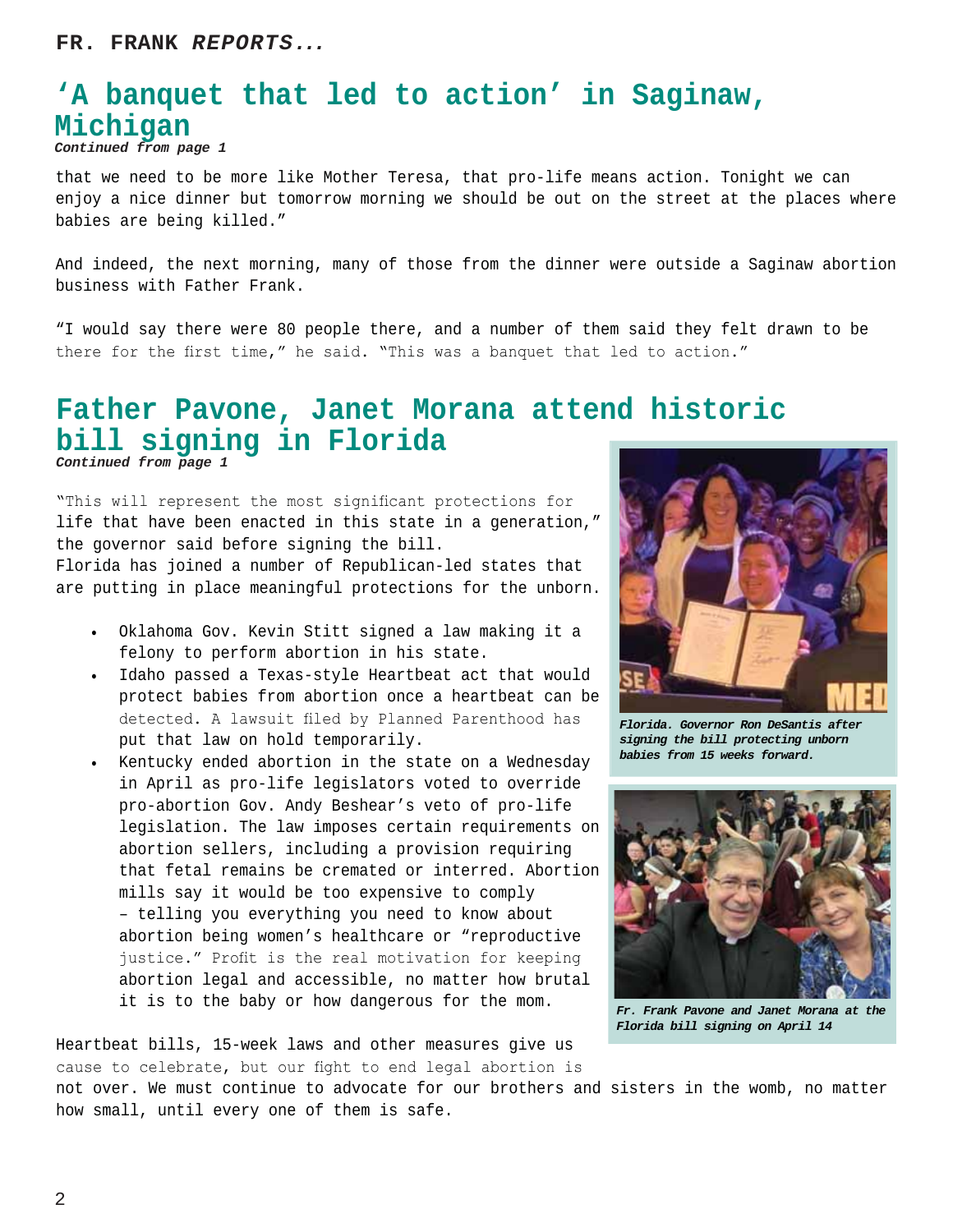## ‘A banquet that led to action’ in Saginaw, Michigan

***Continued from page 1***

that we need to be more like Mother Teresa, that pro-life means action. Tonight we can enjoy a nice dinner but tomorrow morning we should be out on the street at the places where babies are being killed.”

And indeed, the next morning, many of those from the dinner were outside a Saginaw abortion business with Father Frank.

“I would say there were 80 people there, and a number of them said they felt drawn to be there for the first time,” he said. “This was a banquet that led to action.”

## Father Pavone, Janet Morana attend historic bill signing in Florida

***Continued from page 1***

“This will represent the most significant protections for life that have been enacted in this state in a generation,” the governor said before signing the bill.

Florida has joined a number of Republican-led states that are putting in place meaningful protections for the unborn.

- Oklahoma Gov. Kevin Stitt signed a law making it a felony to perform abortion in his state.
- Idaho passed a Texas-style Heartbeat act that would protect babies from abortion once a heartbeat can be detected. A lawsuit filed by Planned Parenthood has put that law on hold temporarily.
- Kentucky ended abortion in the state on a Wednesday in April as pro-life legislators voted to override pro-abortion Gov. Andy Beshear’s veto of pro-life legislation. The law imposes certain requirements on abortion sellers, including a provision requiring that fetal remains be cremated or interred. Abortion mills say it would be too expensive to comply – telling you everything you need to know about abortion being women’s healthcare or “reproductive justice.” Profit is the real motivation for keeping abortion legal and accessible, no matter how brutal it is to the baby or how dangerous for the mom.

Heartbeat bills, 15-week laws and other measures give us cause to celebrate, but our fight to end legal abortion is not over. We must continue to advocate for our brothers and sisters in the womb, no matter how small, until every one of them is safe.

***Florida. Governor Ron DeSantis after signing the bill protecting unborn babies from 15 weeks forward.***

***Fr. Frank Pavone and Janet Morana at the Florida bill signing on April 14***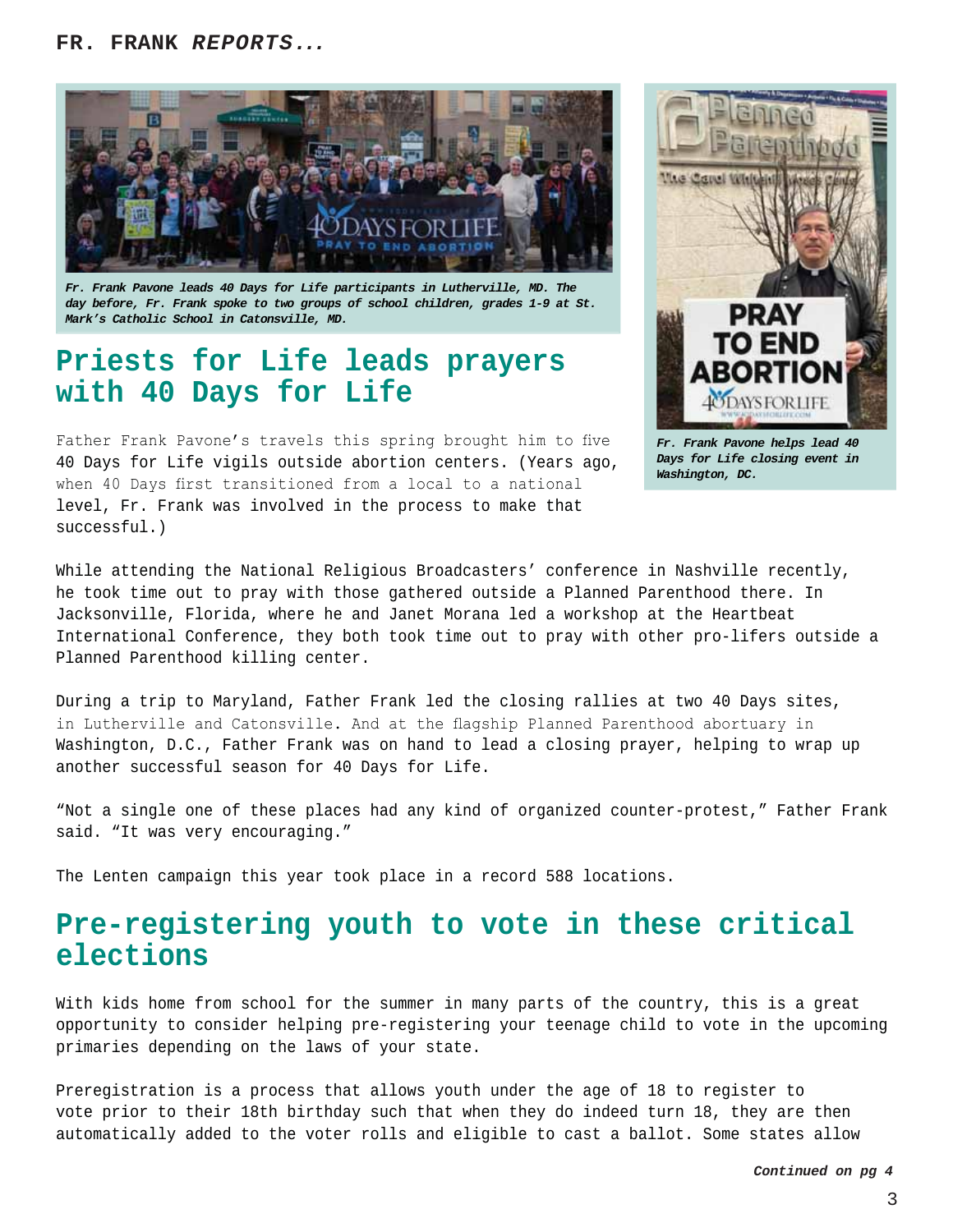*Fr. Frank Pavone leads 40 Days for Life participants in Lutherville, MD. The day before, Fr. Frank spoke to two groups of school children, grades 1-9 at St. Mark's Catholic School in Catonsville, MD.*

*Fr. Frank Pavone helps lead 40 Days for Life closing event in Washington, DC.*

## Priests for Life leads prayers with 40 Days for Life

Father Frank Pavone's travels this spring brought him to five 40 Days for Life vigils outside abortion centers. (Years ago, when 40 Days first transitioned from a local to a national level, Fr. Frank was involved in the process to make that successful.)

While attending the National Religious Broadcasters' conference in Nashville recently, he took time out to pray with those gathered outside a Planned Parenthood there. In Jacksonville, Florida, where he and Janet Morana led a workshop at the Heartbeat International Conference, they both took time out to pray with other pro-lifers outside a Planned Parenthood killing center.

During a trip to Maryland, Father Frank led the closing rallies at two 40 Days sites, in Lutherville and Catonsville. And at the flagship Planned Parenthood abortuary in Washington, D.C., Father Frank was on hand to lead a closing prayer, helping to wrap up another successful season for 40 Days for Life.

"Not a single one of these places had any kind of organized counter-protest," Father Frank said. "It was very encouraging."

The Lenten campaign this year took place in a record 588 locations.

## Pre-registering youth to vote in these critical elections

With kids home from school for the summer in many parts of the country, this is a great opportunity to consider helping pre-registering your teenage child to vote in the upcoming primaries depending on the laws of your state.

Preregistration is a process that allows youth under the age of 18 to register to vote prior to their 18th birthday such that when they do indeed turn 18, they are then automatically added to the voter rolls and eligible to cast a ballot. Some states allow

***Continued on pg 4***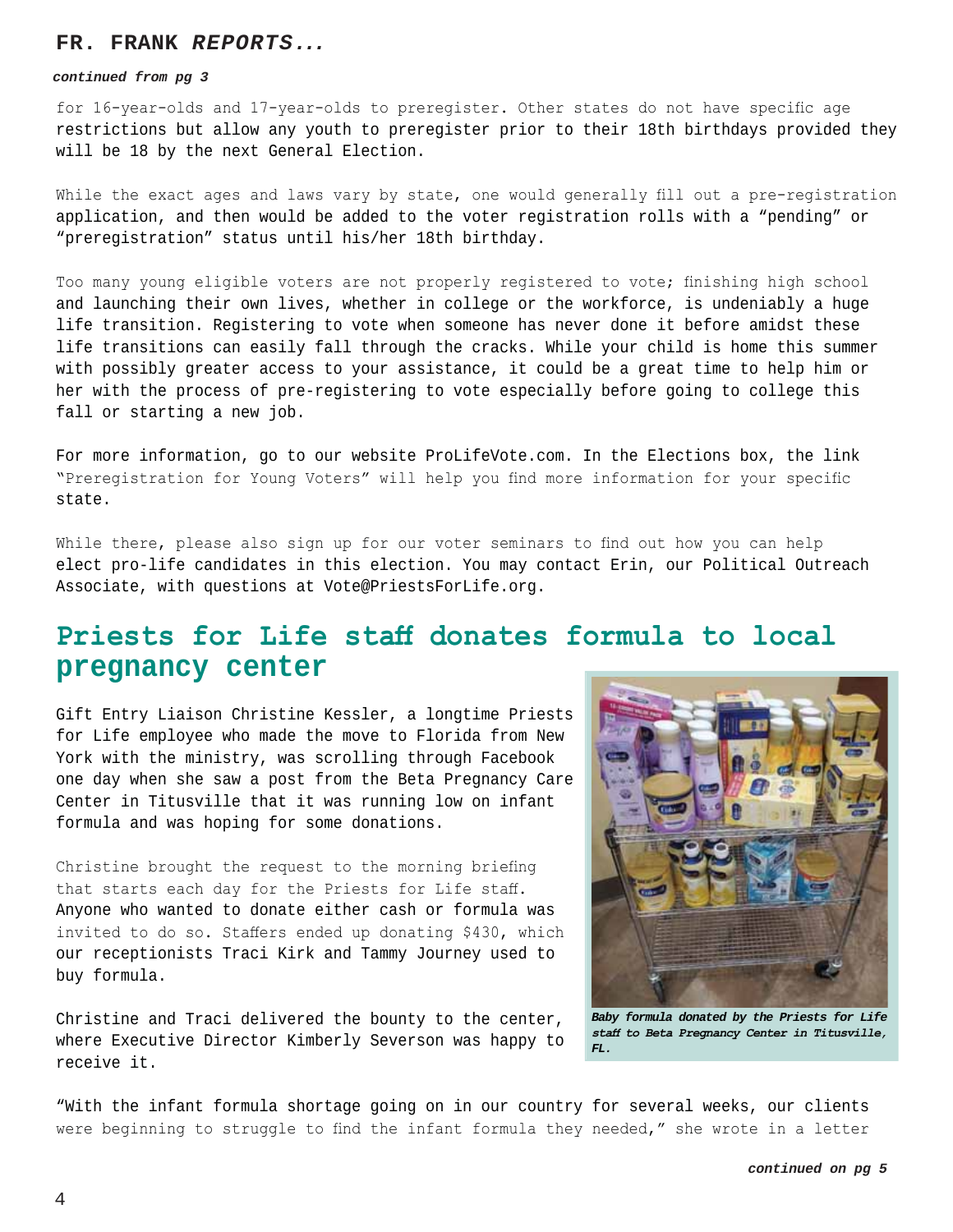## FR. FRANK *REPORTS...*

***continued from pg 3***

for 16-year-olds and 17-year-olds to preregister. Other states do not have specific age restrictions but allow any youth to preregister prior to their 18th birthdays provided they will be 18 by the next General Election.

While the exact ages and laws vary by state, one would generally fill out a pre-registration application, and then would be added to the voter registration rolls with a "pending" or "preregistration" status until his/her 18th birthday.

Too many young eligible voters are not properly registered to vote; finishing high school and launching their own lives, whether in college or the workforce, is undeniably a huge life transition. Registering to vote when someone has never done it before amidst these life transitions can easily fall through the cracks. While your child is home this summer with possibly greater access to your assistance, it could be a great time to help him or her with the process of pre-registering to vote especially before going to college this fall or starting a new job.

For more information, go to our website ProLifeVote.com. In the Elections box, the link "Preregistration for Young Voters" will help you find more information for your specific state.

While there, please also sign up for our voter seminars to find out how you can help elect pro-life candidates in this election. You may contact Erin, our Political Outreach Associate, with questions at Vote@PriestsForLife.org.

# Priests for Life staff donates formula to local pregnancy center

Gift Entry Liaison Christine Kessler, a longtime Priests for Life employee who made the move to Florida from New York with the ministry, was scrolling through Facebook one day when she saw a post from the Beta Pregnancy Care Center in Titusville that it was running low on infant formula and was hoping for some donations.

Christine brought the request to the morning briefing that starts each day for the Priests for Life staff. Anyone who wanted to donate either cash or formula was invited to do so. Staffers ended up donating $430, which our receptionists Traci Kirk and Tammy Journey used to buy formula.

Christine and Traci delivered the bounty to the center, where Executive Director Kimberly Severson was happy to receive it.

***Baby formula donated by the Priests for Life staff to Beta Pregnancy Center in Titusville, FL.***

"With the infant formula shortage going on in our country for several weeks, our clients were beginning to struggle to find the infant formula they needed," she wrote in a letter

***continued on pg 5***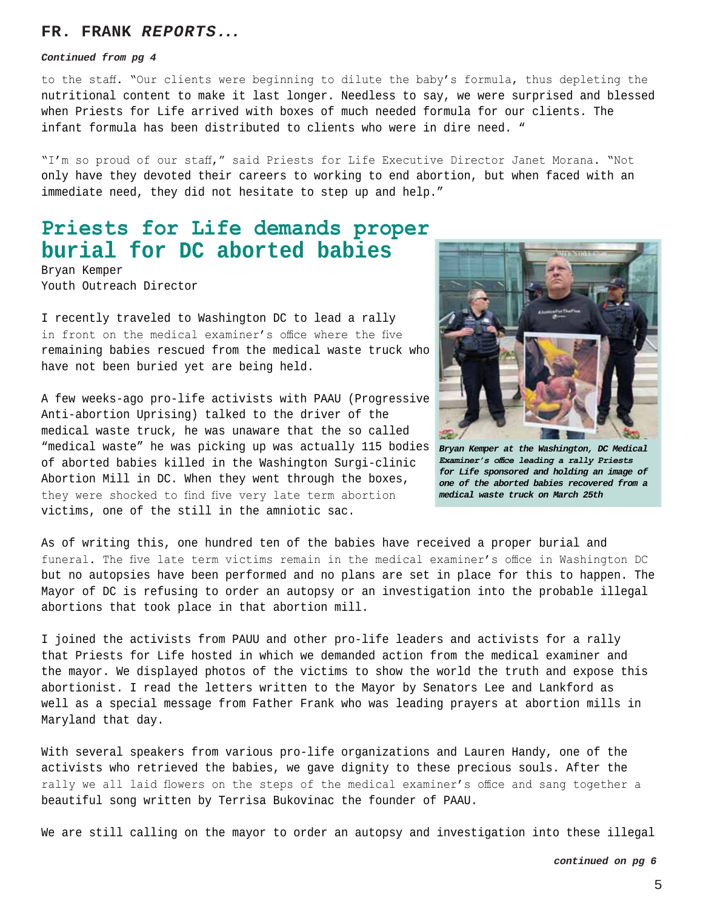## FR. FRANK *REPORTS...*

***Continued from pg 4***

to the staff. "Our clients were beginning to dilute the baby's formula, thus depleting the nutritional content to make it last longer. Needless to say, we were surprised and blessed when Priests for Life arrived with boxes of much needed formula for our clients. The infant formula has been distributed to clients who were in dire need. "

"I'm so proud of our staff," said Priests for Life Executive Director Janet Morana. "Not only have they devoted their careers to working to end abortion, but when faced with an immediate need, they did not hesitate to step up and help."

# Priests for Life demands proper burial for DC aborted babies

Bryan Kemper
Youth Outreach Director

I recently traveled to Washington DC to lead a rally in front on the medical examiner's office where the five remaining babies rescued from the medical waste truck who have not been buried yet are being held.

A few weeks-ago pro-life activists with PAAU (Progressive Anti-abortion Uprising) talked to the driver of the medical waste truck, he was unaware that the so called "medical waste" he was picking up was actually 115 bodies of aborted babies killed in the Washington Surgi-clinic Abortion Mill in DC. When they went through the boxes, they were shocked to find five very late term abortion victims, one of the still in the amniotic sac.

***Bryan Kemper at the Washington, DC Medical Examiner's office leading a rally Priests for Life sponsored and holding an image of one of the aborted babies recovered from a medical waste truck on March 25th***

As of writing this, one hundred ten of the babies have received a proper burial and funeral. The five late term victims remain in the medical examiner's office in Washington DC but no autopsies have been performed and no plans are set in place for this to happen. The Mayor of DC is refusing to order an autopsy or an investigation into the probable illegal abortions that took place in that abortion mill.

I joined the activists from PAUU and other pro-life leaders and activists for a rally that Priests for Life hosted in which we demanded action from the medical examiner and the mayor. We displayed photos of the victims to show the world the truth and expose this abortionist. I read the letters written to the Mayor by Senators Lee and Lankford as well as a special message from Father Frank who was leading prayers at abortion mills in Maryland that day.

With several speakers from various pro-life organizations and Lauren Handy, one of the activists who retrieved the babies, we gave dignity to these precious souls. After the rally we all laid flowers on the steps of the medical examiner's office and sang together a beautiful song written by Terrisa Bukovinac the founder of PAAU.

We are still calling on the mayor to order an autopsy and investigation into these illegal

***continued on pg 6***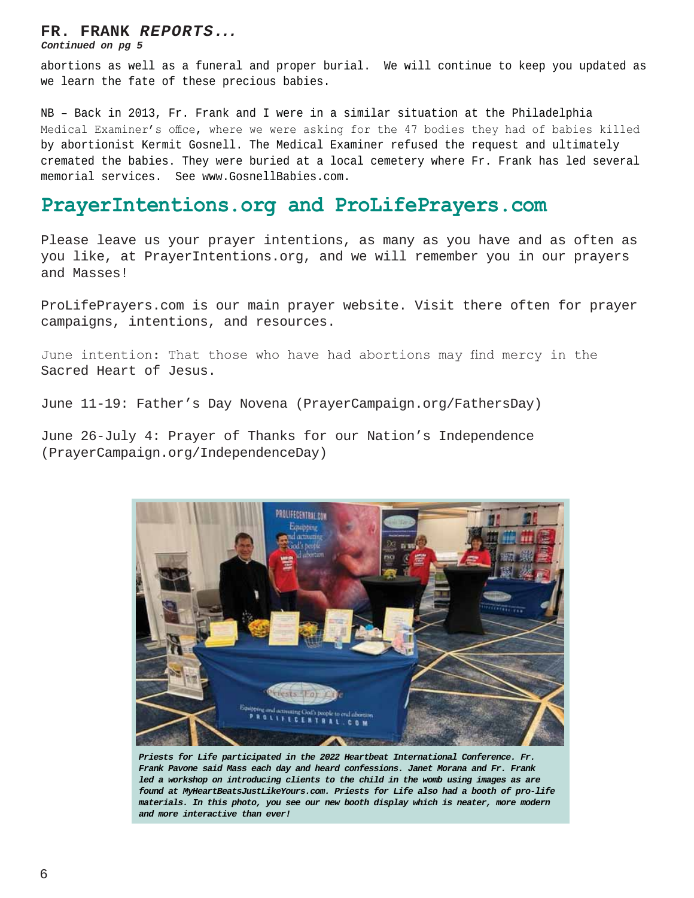**FR. FRANK *REPORTS...***
***Continued on pg 5***

abortions as well as a funeral and proper burial. We will continue to keep you updated as we learn the fate of these precious babies.

NB – Back in 2013, Fr. Frank and I were in a similar situation at the Philadelphia Medical Examiner's office, where we were asking for the 47 bodies they had of babies killed by abortionist Kermit Gosnell. The Medical Examiner refused the request and ultimately cremated the babies. They were buried at a local cemetery where Fr. Frank has led several memorial services. See www.GosnellBabies.com.

## PrayerIntentions.org and ProLifePrayers.com

Please leave us your prayer intentions, as many as you have and as often as you like, at PrayerIntentions.org, and we will remember you in our prayers and Masses!

ProLifePrayers.com is our main prayer website. Visit there often for prayer campaigns, intentions, and resources.

June intention: That those who have had abortions may find mercy in the Sacred Heart of Jesus.

June 11-19: Father's Day Novena (PrayerCampaign.org/FathersDay)

June 26-July 4: Prayer of Thanks for our Nation's Independence (PrayerCampaign.org/IndependenceDay)

***Priests for Life participated in the 2022 Heartbeat International Conference. Fr. Frank Pavone said Mass each day and heard confessions. Janet Morana and Fr. Frank led a workshop on introducing clients to the child in the womb using images as are found at MyHeartBeatsJustLikeYours.com. Priests for Life also had a booth of pro-life materials. In this photo, you see our new booth display which is neater, more modern and more interactive than ever!***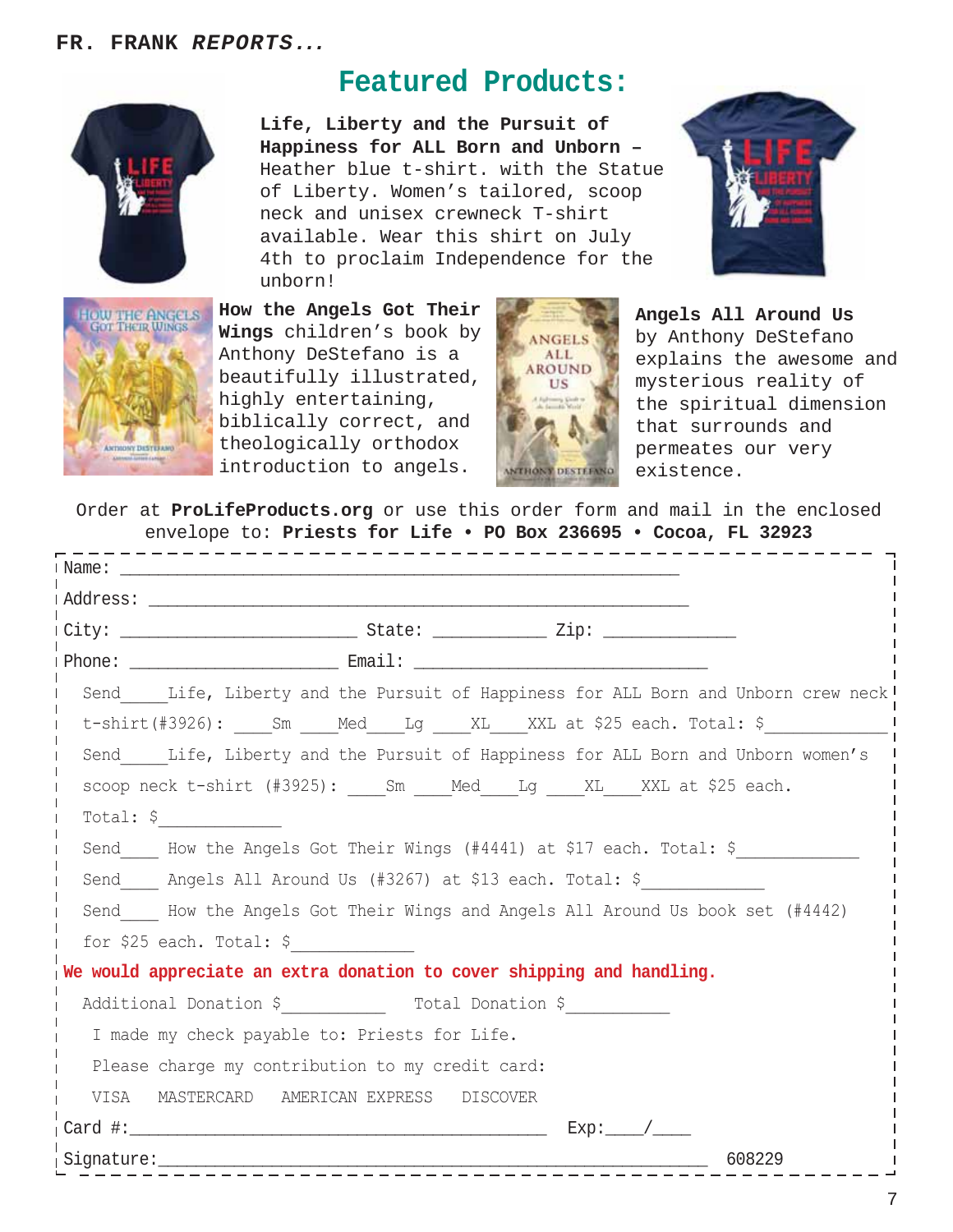## Featured Products:

**Life, Liberty and the Pursuit of Happiness for ALL Born and Unborn –** Heather blue t-shirt. with the Statue of Liberty. Women's tailored, scoop neck and unisex crewneck T-shirt available. Wear this shirt on July 4th to proclaim Independence for the unborn!

**How the Angels Got Their Wings** children's book by Anthony DeStefano is a beautifully illustrated, highly entertaining, biblically correct, and theologically orthodox introduction to angels.

**Angels All Around Us** by Anthony DeStefano explains the awesome and mysterious reality of the spiritual dimension that surrounds and permeates our very existence.

Order at **ProLifeProducts.org** or use this order form and mail in the enclosed envelope to: **Priests for Life • PO Box 236695 • Cocoa, FL 32923**

Name: ____________________________________________

Address: ____________________________________________

City: ______________________ State: __________ Zip: ____________

Phone: ____________________ Email: ____________________________

Send____Life, Liberty and the Pursuit of Happiness for ALL Born and Unborn crew neck t-shirt(#3926): ____Sm ____Med____Lg ____XL____XXL at $25 each. Total: $___________

Send____Life, Liberty and the Pursuit of Happiness for ALL Born and Unborn women's scoop neck t-shirt (#3925): ____Sm ____Med____Lg ____XL____XXL at $25 each. Total: $___________

Send____ How the Angels Got Their Wings (#4441) at $17 each. Total: $___________

Send____ Angels All Around Us (#3267) at $13 each. Total: $___________

Send____ How the Angels Got Their Wings and Angels All Around Us book set (#4442) for $25 each. Total: $___________

**We would appreciate an extra donation to cover shipping and handling.**

Additional Donation $__________ Total Donation $__________

I made my check payable to: Priests for Life.

Please charge my contribution to my credit card:

VISA MASTERCARD AMERICAN EXPRESS DISCOVER

Card #:____________________________________ Exp:____/____

Signature:____________________________________________ 608229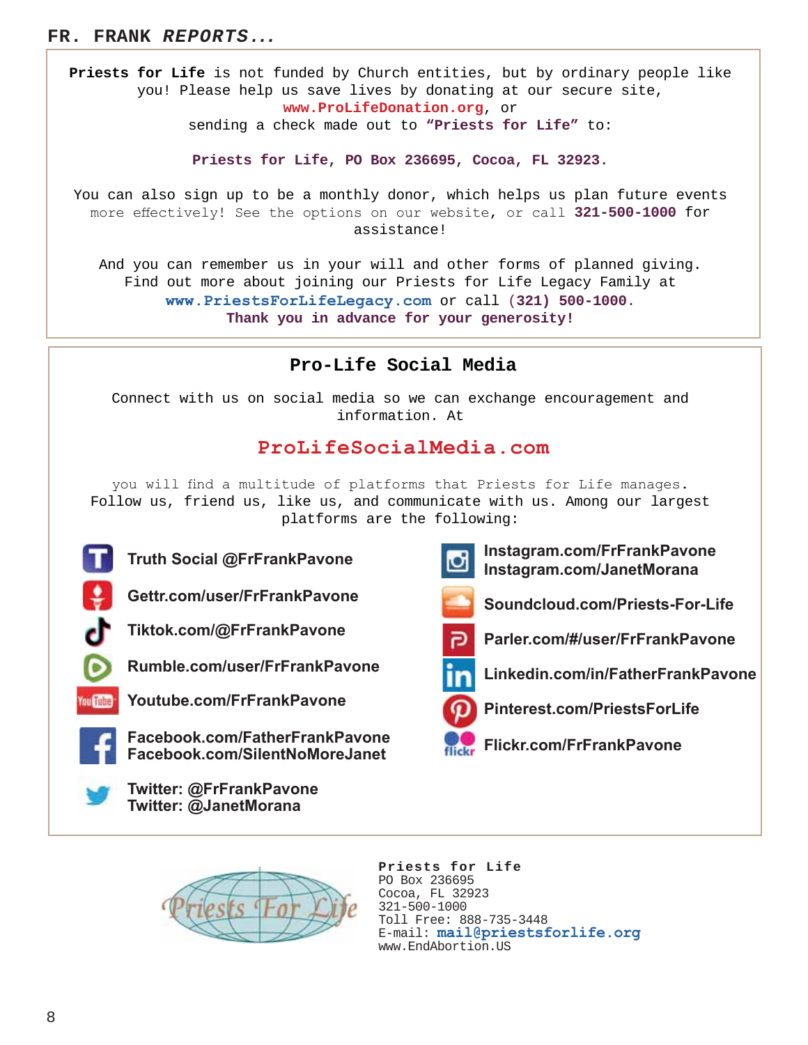## FR. FRANK *REPORTS...*

**Priests for Life** is not funded by Church entities, but by ordinary people like you! Please help us save lives by donating at our secure site, **www.ProLifeDonation.org**, or sending a check made out to **"Priests for Life"** to:

**Priests for Life, PO Box 236695, Cocoa, FL 32923.**

You can also sign up to be a monthly donor, which helps us plan future events more effectively! See the options on our website, or call **321-500-1000** for assistance!

And you can remember us in your will and other forms of planned giving. Find out more about joining our Priests for Life Legacy Family at **www.PriestsForLifeLegacy.com** or call **(321) 500-1000**.
**Thank you in advance for your generosity!**

### Pro-Life Social Media

Connect with us on social media so we can exchange encouragement and information. At

**ProLifeSocialMedia.com**

you will find a multitude of platforms that Priests for Life manages. Follow us, friend us, like us, and communicate with us. Among our largest platforms are the following:

- **Truth Social @FrFrankPavone**
- **Gettr.com/user/FrFrankPavone**
- **Tiktok.com/@FrFrankPavone**
- **Rumble.com/user/FrFrankPavone**
- **Youtube.com/FrFrankPavone**
- **Facebook.com/FatherFrankPavone**
  **Facebook.com/SilentNoMoreJanet**
- **Twitter: @FrFrankPavone**
  **Twitter: @JanetMorana**
- **Instagram.com/FrFrankPavone**
  **Instagram.com/JanetMorana**
- **Soundcloud.com/Priests-For-Life**
- **Parler.com/#/user/FrFrankPavone**
- **Linkedin.com/in/FatherFrankPavone**
- **Pinterest.com/PriestsForLife**
- **Flickr.com/FrFrankPavone**

Priests For Life

**Priests for Life**
PO Box 236695
Cocoa, FL 32923
321-500-1000
Toll Free: 888-735-3448
E-mail: **mail@priestsforlife.org**
www.EndAbortion.US